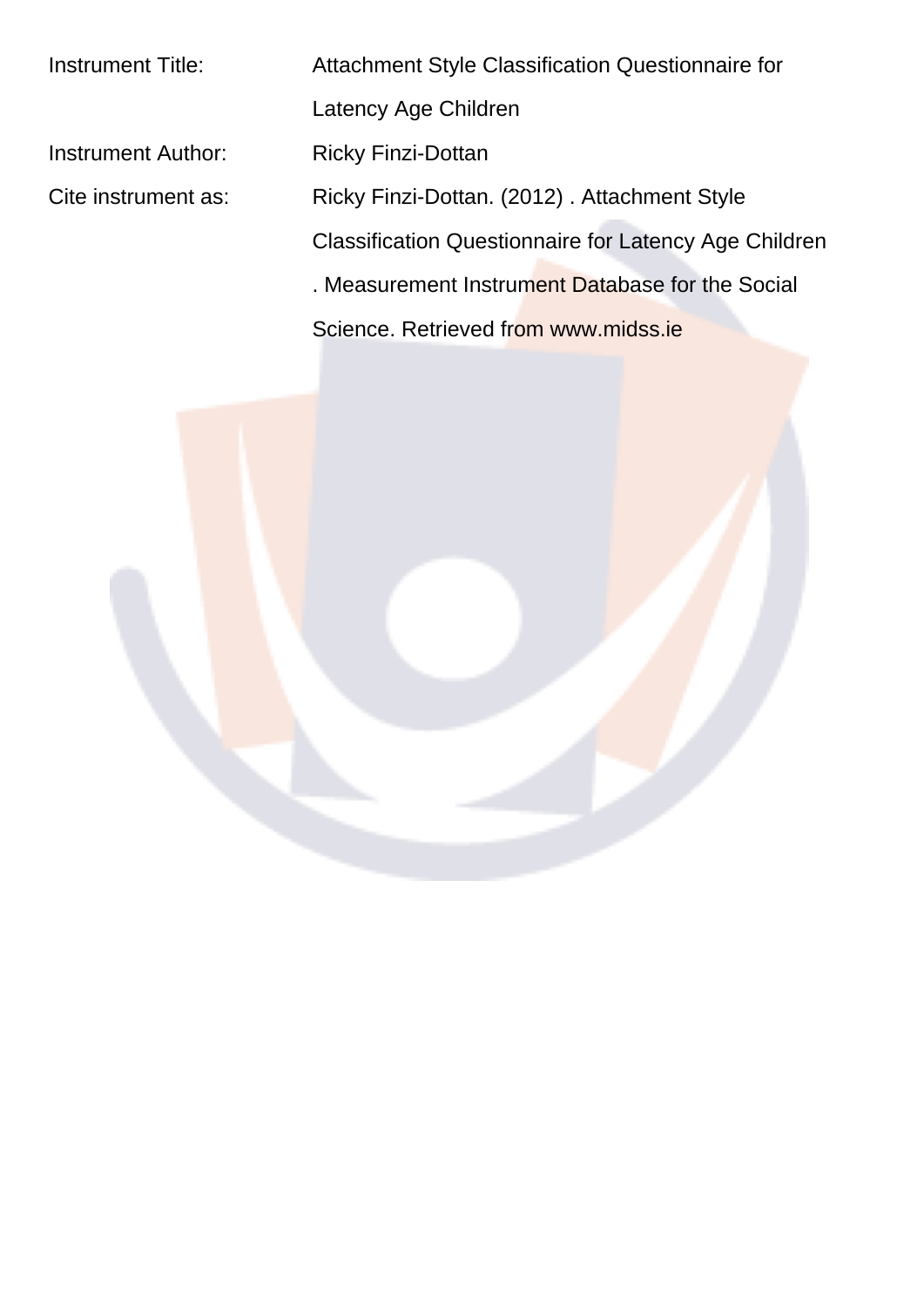Instrument Title: Attachment Style Classification Questionnaire for Latency Age Children

Instrument Author: Ricky Finzi-Dottan

Cite instrument as: Ricky Finzi-Dottan. (2012) . Attachment Style Classification Questionnaire for Latency Age Children . Measurement Instrument Database for the Social Science. Retrieved from www.midss.ie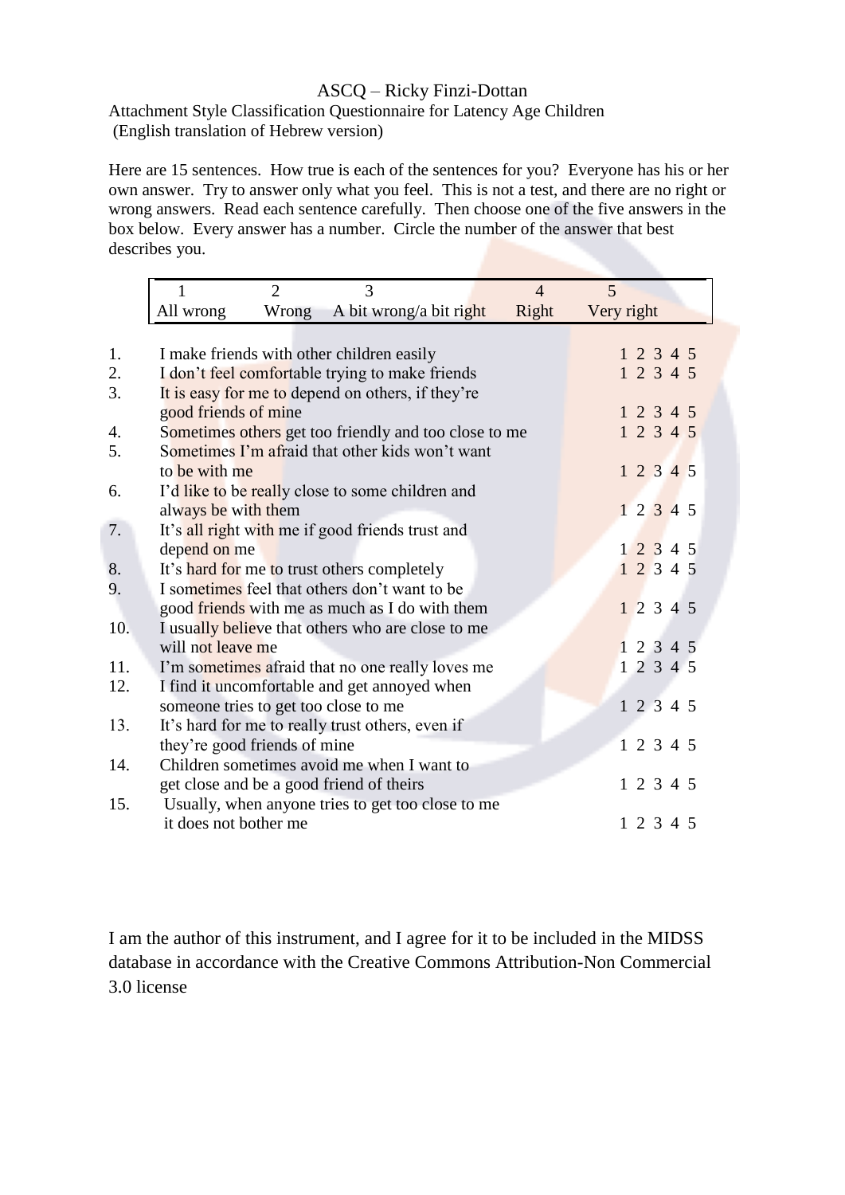ASCQ – Ricky Finzi-Dottan

Attachment Style Classification Questionnaire for Latency Age Children
(English translation of Hebrew version)

Here are 15 sentences. How true is each of the sentences for you? Everyone has his or her own answer. Try to answer only what you feel. This is not a test, and there are no right or wrong answers. Read each sentence carefully. Then choose one of the five answers in the box below. Every answer has a number. Circle the number of the answer that best describes you.

| 1 | 2 | 3 | 4 | 5 |
|---|---|---|---|---|
| All wrong | Wrong | A bit wrong/a bit right | Right | Very right |

| | | |
|---|---|---|
| 1. | I make friends with other children easily | 1 2 3 4 5 |
| 2. | I don't feel comfortable trying to make friends | 1 2 3 4 5 |
| 3. | It is easy for me to depend on others, if they're good friends of mine | 1 2 3 4 5 |
| 4. | Sometimes others get too friendly and too close to me | 1 2 3 4 5 |
| 5. | Sometimes I'm afraid that other kids won't want to be with me | 1 2 3 4 5 |
| 6. | I'd like to be really close to some children and always be with them | 1 2 3 4 5 |
| 7. | It's all right with me if good friends trust and depend on me | 1 2 3 4 5 |
| 8. | It's hard for me to trust others completely | 1 2 3 4 5 |
| 9. | I sometimes feel that others don't want to be good friends with me as much as I do with them | 1 2 3 4 5 |
| 10. | I usually believe that others who are close to me will not leave me | 1 2 3 4 5 |
| 11. | I'm sometimes afraid that no one really loves me | 1 2 3 4 5 |
| 12. | I find it uncomfortable and get annoyed when someone tries to get too close to me | 1 2 3 4 5 |
| 13. | It's hard for me to really trust others, even if they're good friends of mine | 1 2 3 4 5 |
| 14. | Children sometimes avoid me when I want to get close and be a good friend of theirs | 1 2 3 4 5 |
| 15. | Usually, when anyone tries to get too close to me it does not bother me | 1 2 3 4 5 |

I am the author of this instrument, and I agree for it to be included in the MIDSS database in accordance with the Creative Commons Attribution-Non Commercial 3.0 license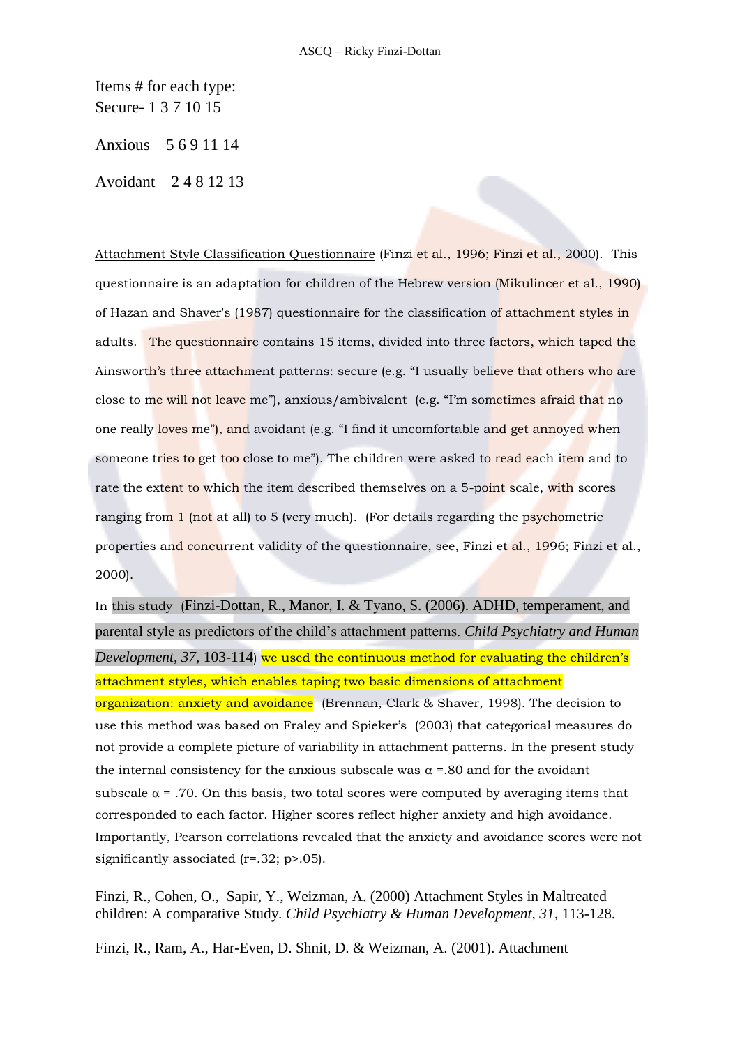Items # for each type:
Secure- 1 3 7 10 15

Anxious – 5 6 9 11 14

Avoidant – 2 4 8 12 13

Attachment Style Classification Questionnaire (Finzi et al., 1996; Finzi et al., 2000). This questionnaire is an adaptation for children of the Hebrew version (Mikulincer et al., 1990) of Hazan and Shaver's (1987) questionnaire for the classification of attachment styles in adults. The questionnaire contains 15 items, divided into three factors, which taped the Ainsworth's three attachment patterns: secure (e.g. "I usually believe that others who are close to me will not leave me"), anxious/ambivalent (e.g. "I'm sometimes afraid that no one really loves me"), and avoidant (e.g. "I find it uncomfortable and get annoyed when someone tries to get too close to me"). The children were asked to read each item and to rate the extent to which the item described themselves on a 5-point scale, with scores ranging from 1 (not at all) to 5 (very much). (For details regarding the psychometric properties and concurrent validity of the questionnaire, see, Finzi et al., 1996; Finzi et al., 2000).

In this study (Finzi-Dottan, R., Manor, I. & Tyano, S. (2006). ADHD, temperament, and parental style as predictors of the child's attachment patterns. *Child Psychiatry and Human Development, 37*, 103-114) we used the continuous method for evaluating the children's attachment styles, which enables taping two basic dimensions of attachment organization: anxiety and avoidance (Brennan, Clark & Shaver, 1998). The decision to use this method was based on Fraley and Spieker's (2003) that categorical measures do not provide a complete picture of variability in attachment patterns. In the present study the internal consistency for the anxious subscale was $\alpha = .80$ and for the avoidant subscale $\alpha = .70$. On this basis, two total scores were computed by averaging items that corresponded to each factor. Higher scores reflect higher anxiety and high avoidance. Importantly, Pearson correlations revealed that the anxiety and avoidance scores were not significantly associated ($r=.32$; $p>.05$).

Finzi, R., Cohen, O., Sapir, Y., Weizman, A. (2000) Attachment Styles in Maltreated children: A comparative Study. *Child Psychiatry & Human Development, 31*, 113-128.

Finzi, R., Ram, A., Har-Even, D. Shnit, D. & Weizman, A. (2001). Attachment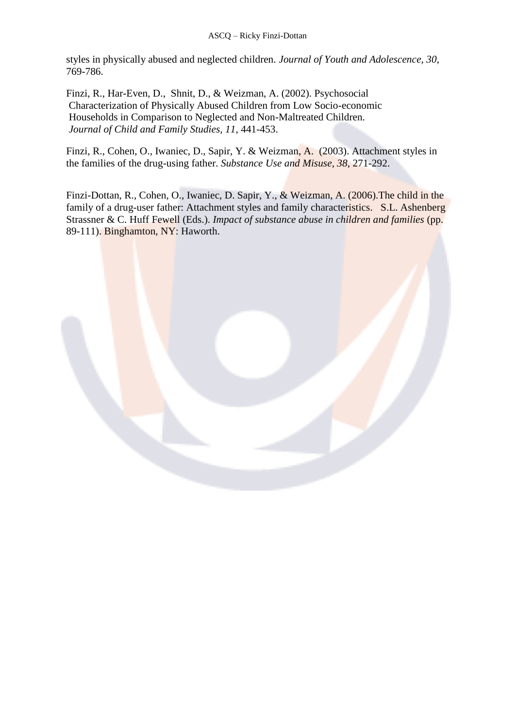styles in physically abused and neglected children. *Journal of Youth and Adolescence, 30*, 769-786.

Finzi, R., Har-Even, D., Shnit, D., & Weizman, A. (2002). Psychosocial Characterization of Physically Abused Children from Low Socio-economic Households in Comparison to Neglected and Non-Maltreated Children. *Journal of Child and Family Studies, 11*, 441-453.

Finzi, R., Cohen, O., Iwaniec, D., Sapir, Y. & Weizman, A. (2003). Attachment styles in the families of the drug-using father. *Substance Use and Misuse, 38*, 271-292.

Finzi-Dottan, R., Cohen, O., Iwaniec, D. Sapir, Y., & Weizman, A. (2006).The child in the family of a drug-user father: Attachment styles and family characteristics. S.L. Ashenberg Strassner & C. Huff Fewell (Eds.). *Impact of substance abuse in children and families* (pp. 89-111). Binghamton, NY: Haworth.